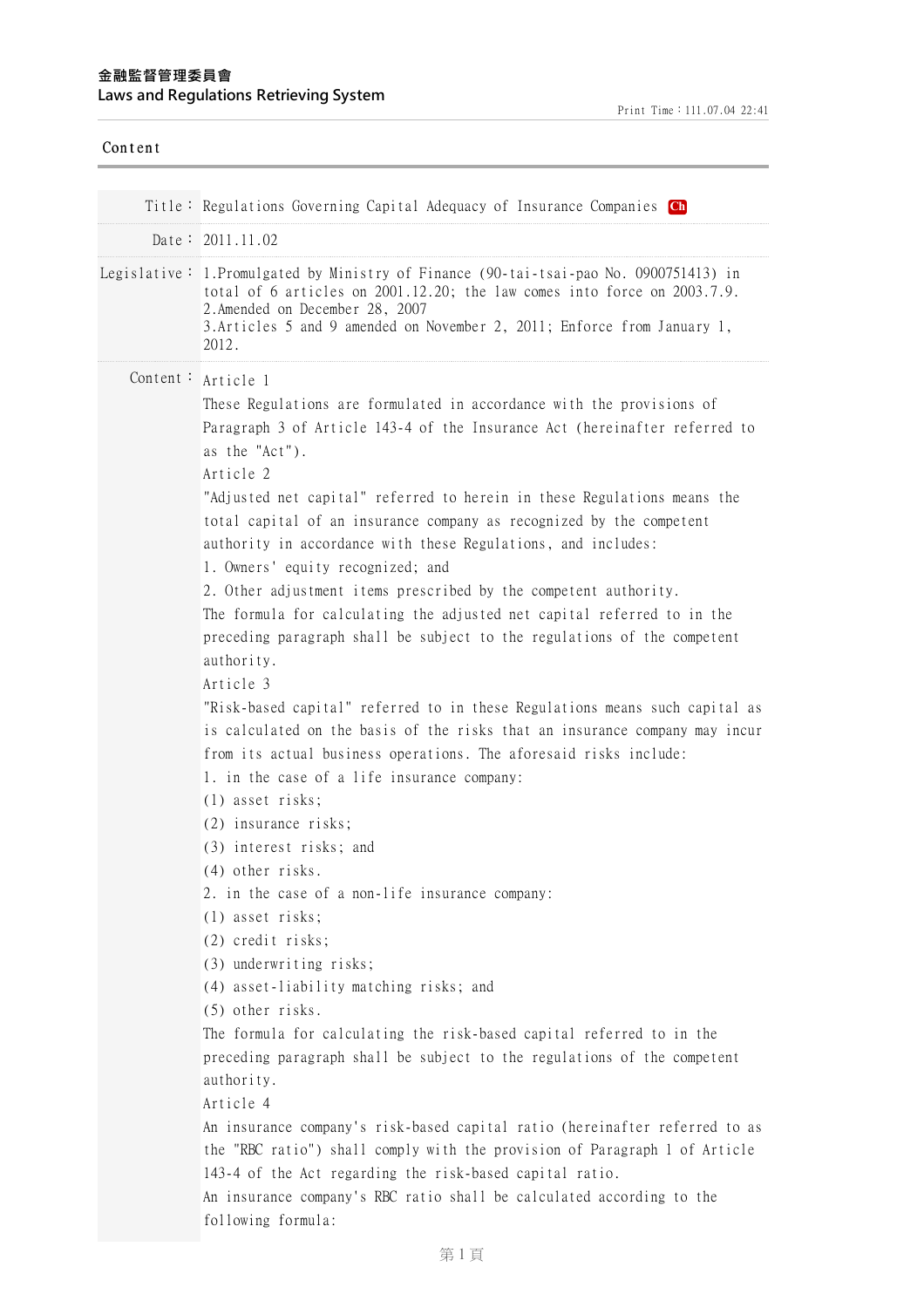金融監督管理委員會
Laws and Regulations Retrieving System

Print Time：111.07.04 22:41

## Content

| | |
|---|---|
| Title： | Regulations Governing Capital Adequacy of Insurance Companies Ch |
| Date： | 2011.11.02 |
| Legislative： | 1.Promulgated by Ministry of Finance (90-tai-tsai-pao No. 0900751413) in total of 6 articles on 2001.12.20; the law comes into force on 2003.7.9.<br>2.Amended on December 28, 2007<br>3.Articles 5 and 9 amended on November 2, 2011; Enforce from January 1, 2012. |

Content：

Article 1

These Regulations are formulated in accordance with the provisions of Paragraph 3 of Article 143-4 of the Insurance Act (hereinafter referred to as the "Act").

Article 2

"Adjusted net capital" referred to herein in these Regulations means the total capital of an insurance company as recognized by the competent authority in accordance with these Regulations, and includes:

1. Owners' equity recognized; and
2. Other adjustment items prescribed by the competent authority.

The formula for calculating the adjusted net capital referred to in the preceding paragraph shall be subject to the regulations of the competent authority.

Article 3

"Risk-based capital" referred to in these Regulations means such capital as is calculated on the basis of the risks that an insurance company may incur from its actual business operations. The aforesaid risks include:

1. in the case of a life insurance company:
(1) asset risks;
(2) insurance risks;
(3) interest risks; and
(4) other risks.
2. in the case of a non-life insurance company:
(1) asset risks;
(2) credit risks;
(3) underwriting risks;
(4) asset-liability matching risks; and
(5) other risks.

The formula for calculating the risk-based capital referred to in the preceding paragraph shall be subject to the regulations of the competent authority.

Article 4

An insurance company's risk-based capital ratio (hereinafter referred to as the "RBC ratio") shall comply with the provision of Paragraph 1 of Article 143-4 of the Act regarding the risk-based capital ratio.

An insurance company's RBC ratio shall be calculated according to the following formula: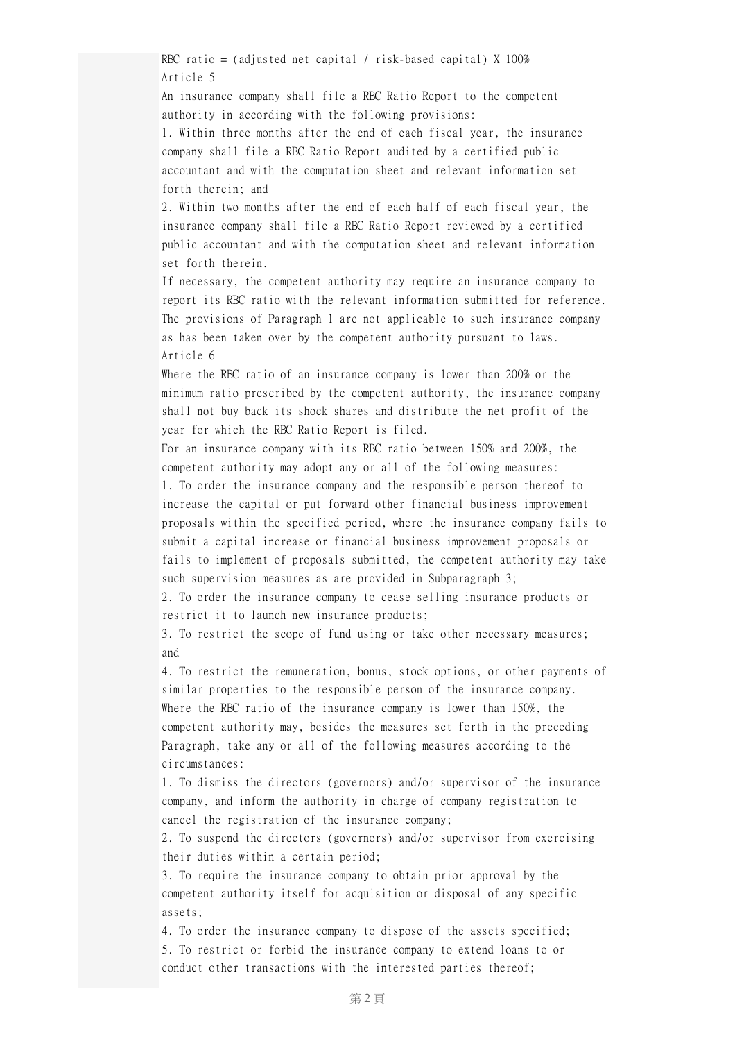RBC ratio = (adjusted net capital / risk-based capital) X 100%

Article 5

An insurance company shall file a RBC Ratio Report to the competent authority in according with the following provisions:

1. Within three months after the end of each fiscal year, the insurance company shall file a RBC Ratio Report audited by a certified public accountant and with the computation sheet and relevant information set forth therein; and
2. Within two months after the end of each half of each fiscal year, the insurance company shall file a RBC Ratio Report reviewed by a certified public accountant and with the computation sheet and relevant information set forth therein.

If necessary, the competent authority may require an insurance company to report its RBC ratio with the relevant information submitted for reference.

The provisions of Paragraph 1 are not applicable to such insurance company as has been taken over by the competent authority pursuant to laws.

Article 6

Where the RBC ratio of an insurance company is lower than 200% or the minimum ratio prescribed by the competent authority, the insurance company shall not buy back its shock shares and distribute the net profit of the year for which the RBC Ratio Report is filed.

For an insurance company with its RBC ratio between 150% and 200%, the competent authority may adopt any or all of the following measures:

1. To order the insurance company and the responsible person thereof to increase the capital or put forward other financial business improvement proposals within the specified period, where the insurance company fails to submit a capital increase or financial business improvement proposals or fails to implement of proposals submitted, the competent authority may take such supervision measures as are provided in Subparagraph 3;
2. To order the insurance company to cease selling insurance products or restrict it to launch new insurance products;
3. To restrict the scope of fund using or take other necessary measures; and
4. To restrict the remuneration, bonus, stock options, or other payments of similar properties to the responsible person of the insurance company.

Where the RBC ratio of the insurance company is lower than 150%, the competent authority may, besides the measures set forth in the preceding Paragraph, take any or all of the following measures according to the circumstances:

1. To dismiss the directors (governors) and/or supervisor of the insurance company, and inform the authority in charge of company registration to cancel the registration of the insurance company;
2. To suspend the directors (governors) and/or supervisor from exercising their duties within a certain period;
3. To require the insurance company to obtain prior approval by the competent authority itself for acquisition or disposal of any specific assets;
4. To order the insurance company to dispose of the assets specified;
5. To restrict or forbid the insurance company to extend loans to or conduct other transactions with the interested parties thereof;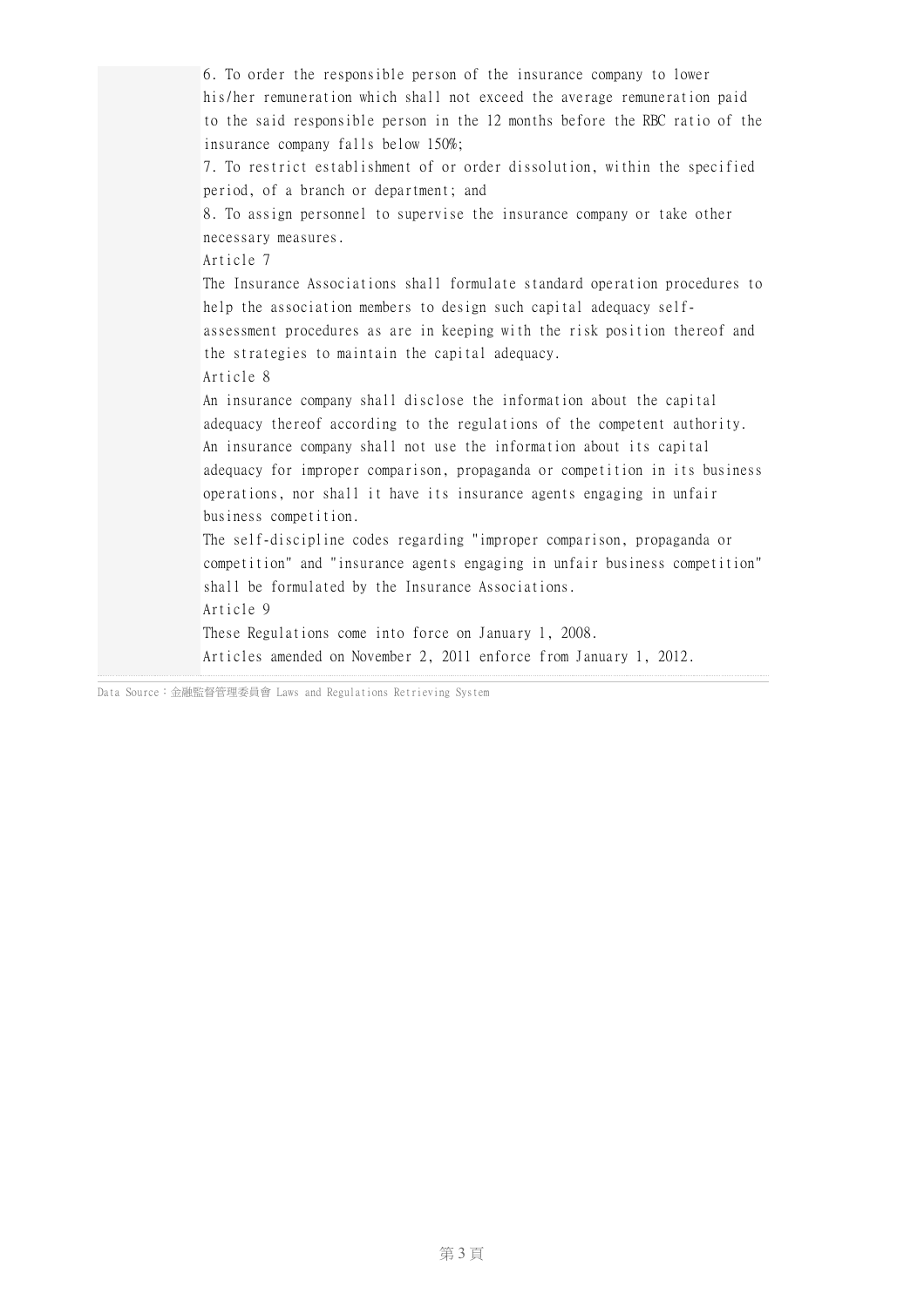6. To order the responsible person of the insurance company to lower his/her remuneration which shall not exceed the average remuneration paid to the said responsible person in the 12 months before the RBC ratio of the insurance company falls below 150%;

7. To restrict establishment of or order dissolution, within the specified period, of a branch or department; and

8. To assign personnel to supervise the insurance company or take other necessary measures.

Article 7

The Insurance Associations shall formulate standard operation procedures to help the association members to design such capital adequacy self-assessment procedures as are in keeping with the risk position thereof and the strategies to maintain the capital adequacy.

Article 8

An insurance company shall disclose the information about the capital adequacy thereof according to the regulations of the competent authority.

An insurance company shall not use the information about its capital adequacy for improper comparison, propaganda or competition in its business operations, nor shall it have its insurance agents engaging in unfair business competition.

The self-discipline codes regarding "improper comparison, propaganda or competition" and "insurance agents engaging in unfair business competition" shall be formulated by the Insurance Associations.

Article 9

These Regulations come into force on January 1, 2008.

Articles amended on November 2, 2011 enforce from January 1, 2012.

Data Source：金融監督管理委員會 Laws and Regulations Retrieving System